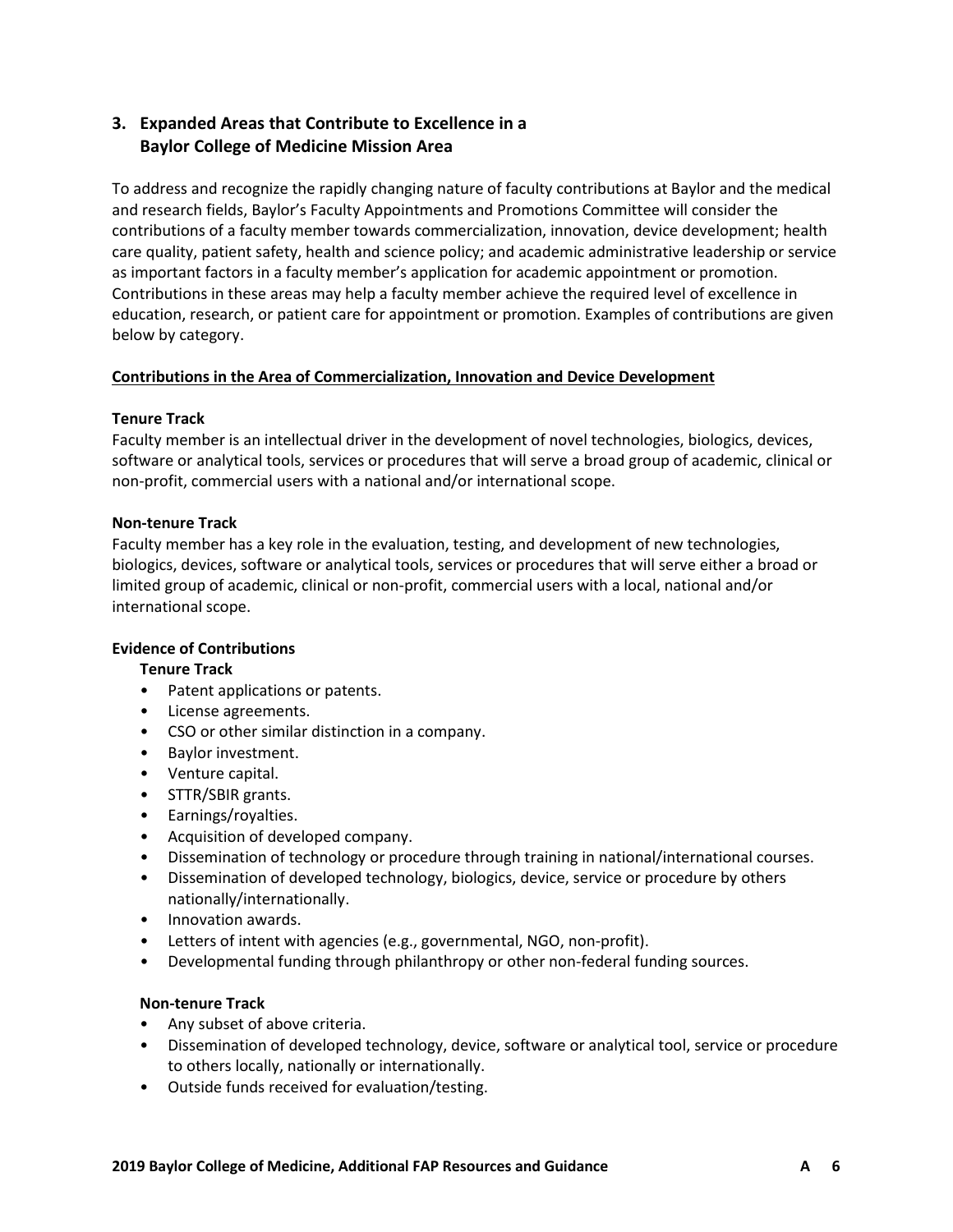## 3. Expanded Areas that Contribute to Excellence in a Baylor College of Medicine Mission Area

To address and recognize the rapidly changing nature of faculty contributions at Baylor and the medical and research fields, Baylor's Faculty Appointments and Promotions Committee will consider the contributions of a faculty member towards commercialization, innovation, device development; health care quality, patient safety, health and science policy; and academic administrative leadership or service as important factors in a faculty member's application for academic appointment or promotion. Contributions in these areas may help a faculty member achieve the required level of excellence in education, research, or patient care for appointment or promotion. Examples of contributions are given below by category.

**<u>Contributions in the Area of Commercialization, Innovation and Device Development</u>**

**Tenure Track**

Faculty member is an intellectual driver in the development of novel technologies, biologics, devices, software or analytical tools, services or procedures that will serve a broad group of academic, clinical or non-profit, commercial users with a national and/or international scope.

**Non-tenure Track**

Faculty member has a key role in the evaluation, testing, and development of new technologies, biologics, devices, software or analytical tools, services or procedures that will serve either a broad or limited group of academic, clinical or non-profit, commercial users with a local, national and/or international scope.

**Evidence of Contributions**

**Tenure Track**

- Patent applications or patents.
- License agreements.
- CSO or other similar distinction in a company.
- Baylor investment.
- Venture capital.
- STTR/SBIR grants.
- Earnings/royalties.
- Acquisition of developed company.
- Dissemination of technology or procedure through training in national/international courses.
- Dissemination of developed technology, biologics, device, service or procedure by others nationally/internationally.
- Innovation awards.
- Letters of intent with agencies (e.g., governmental, NGO, non-profit).
- Developmental funding through philanthropy or other non-federal funding sources.

**Non-tenure Track**

- Any subset of above criteria.
- Dissemination of developed technology, device, software or analytical tool, service or procedure to others locally, nationally or internationally.
- Outside funds received for evaluation/testing.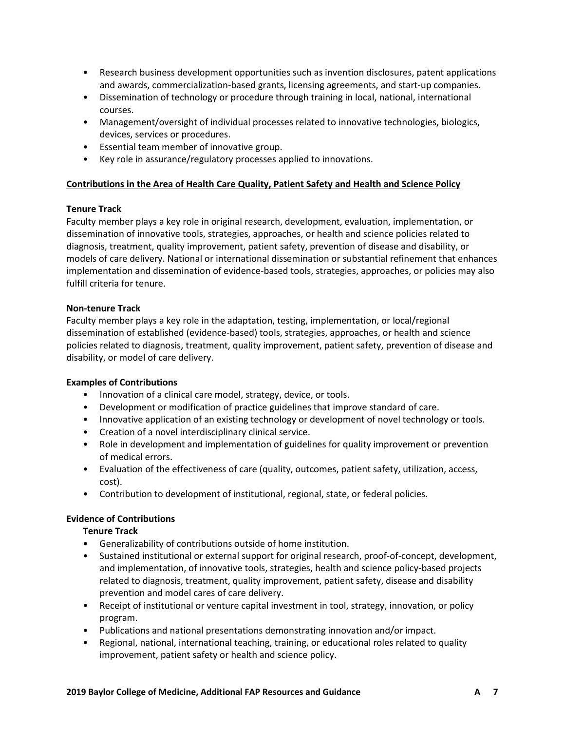- Research business development opportunities such as invention disclosures, patent applications and awards, commercialization-based grants, licensing agreements, and start-up companies.
- Dissemination of technology or procedure through training in local, national, international courses.
- Management/oversight of individual processes related to innovative technologies, biologics, devices, services or procedures.
- Essential team member of innovative group.
- Key role in assurance/regulatory processes applied to innovations.

## Contributions in the Area of Health Care Quality, Patient Safety and Health and Science Policy

**Tenure Track**

Faculty member plays a key role in original research, development, evaluation, implementation, or dissemination of innovative tools, strategies, approaches, or health and science policies related to diagnosis, treatment, quality improvement, patient safety, prevention of disease and disability, or models of care delivery. National or international dissemination or substantial refinement that enhances implementation and dissemination of evidence-based tools, strategies, approaches, or policies may also fulfill criteria for tenure.

**Non-tenure Track**

Faculty member plays a key role in the adaptation, testing, implementation, or local/regional dissemination of established (evidence-based) tools, strategies, approaches, or health and science policies related to diagnosis, treatment, quality improvement, patient safety, prevention of disease and disability, or model of care delivery.

**Examples of Contributions**

- Innovation of a clinical care model, strategy, device, or tools.
- Development or modification of practice guidelines that improve standard of care.
- Innovative application of an existing technology or development of novel technology or tools.
- Creation of a novel interdisciplinary clinical service.
- Role in development and implementation of guidelines for quality improvement or prevention of medical errors.
- Evaluation of the effectiveness of care (quality, outcomes, patient safety, utilization, access, cost).
- Contribution to development of institutional, regional, state, or federal policies.

**Evidence of Contributions**

**Tenure Track**

- Generalizability of contributions outside of home institution.
- Sustained institutional or external support for original research, proof-of-concept, development, and implementation, of innovative tools, strategies, health and science policy-based projects related to diagnosis, treatment, quality improvement, patient safety, disease and disability prevention and model cares of care delivery.
- Receipt of institutional or venture capital investment in tool, strategy, innovation, or policy program.
- Publications and national presentations demonstrating innovation and/or impact.
- Regional, national, international teaching, training, or educational roles related to quality improvement, patient safety or health and science policy.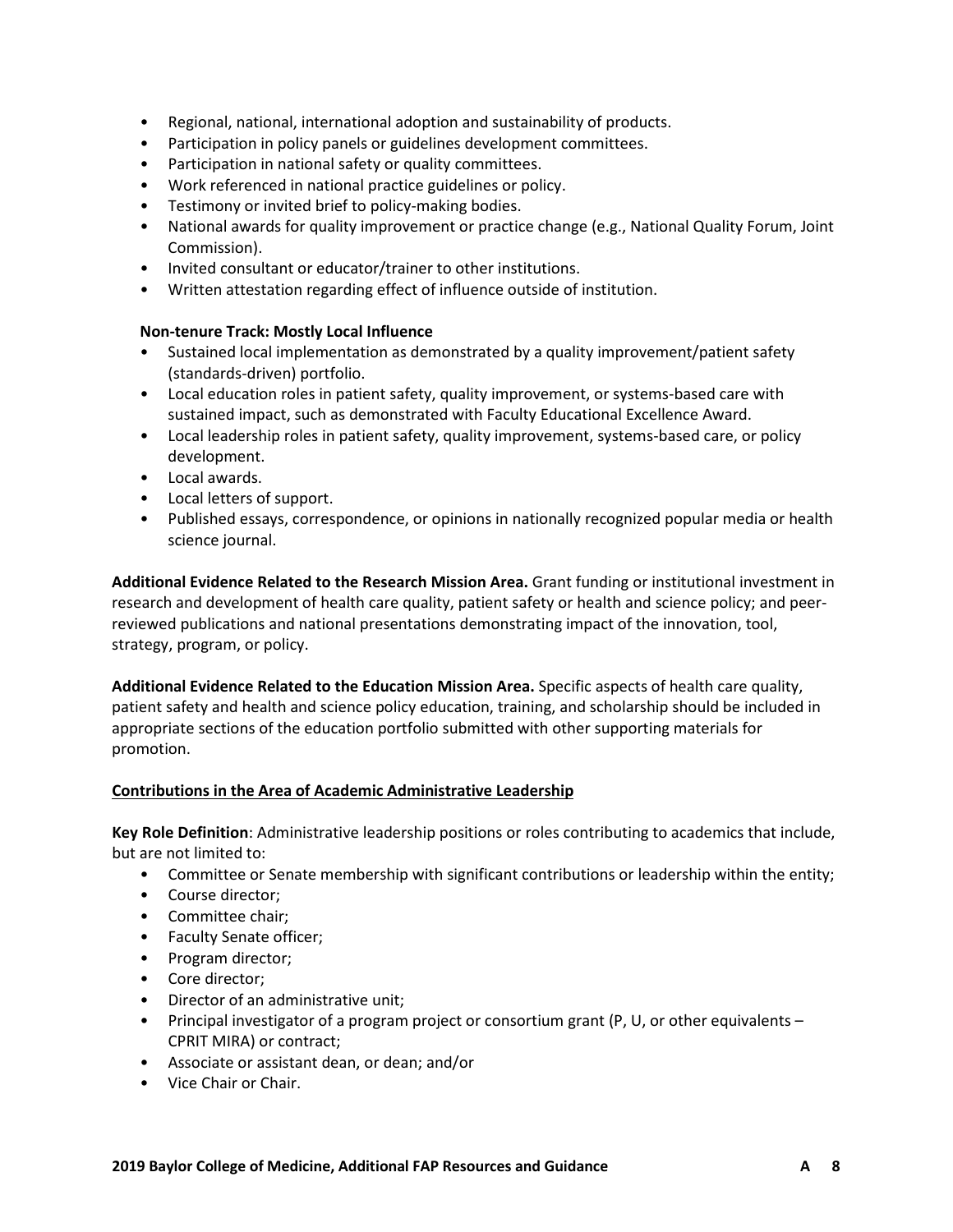- Regional, national, international adoption and sustainability of products.
- Participation in policy panels or guidelines development committees.
- Participation in national safety or quality committees.
- Work referenced in national practice guidelines or policy.
- Testimony or invited brief to policy-making bodies.
- National awards for quality improvement or practice change (e.g., National Quality Forum, Joint Commission).
- Invited consultant or educator/trainer to other institutions.
- Written attestation regarding effect of influence outside of institution.

**Non-tenure Track: Mostly Local Influence**

- Sustained local implementation as demonstrated by a quality improvement/patient safety (standards-driven) portfolio.
- Local education roles in patient safety, quality improvement, or systems-based care with sustained impact, such as demonstrated with Faculty Educational Excellence Award.
- Local leadership roles in patient safety, quality improvement, systems-based care, or policy development.
- Local awards.
- Local letters of support.
- Published essays, correspondence, or opinions in nationally recognized popular media or health science journal.

**Additional Evidence Related to the Research Mission Area.** Grant funding or institutional investment in research and development of health care quality, patient safety or health and science policy; and peer-reviewed publications and national presentations demonstrating impact of the innovation, tool, strategy, program, or policy.

**Additional Evidence Related to the Education Mission Area.** Specific aspects of health care quality, patient safety and health and science policy education, training, and scholarship should be included in appropriate sections of the education portfolio submitted with other supporting materials for promotion.

**Contributions in the Area of Academic Administrative Leadership**

**Key Role Definition**: Administrative leadership positions or roles contributing to academics that include, but are not limited to:

- Committee or Senate membership with significant contributions or leadership within the entity;
- Course director;
- Committee chair;
- Faculty Senate officer;
- Program director;
- Core director;
- Director of an administrative unit;
- Principal investigator of a program project or consortium grant (P, U, or other equivalents – CPRIT MIRA) or contract;
- Associate or assistant dean, or dean; and/or
- Vice Chair or Chair.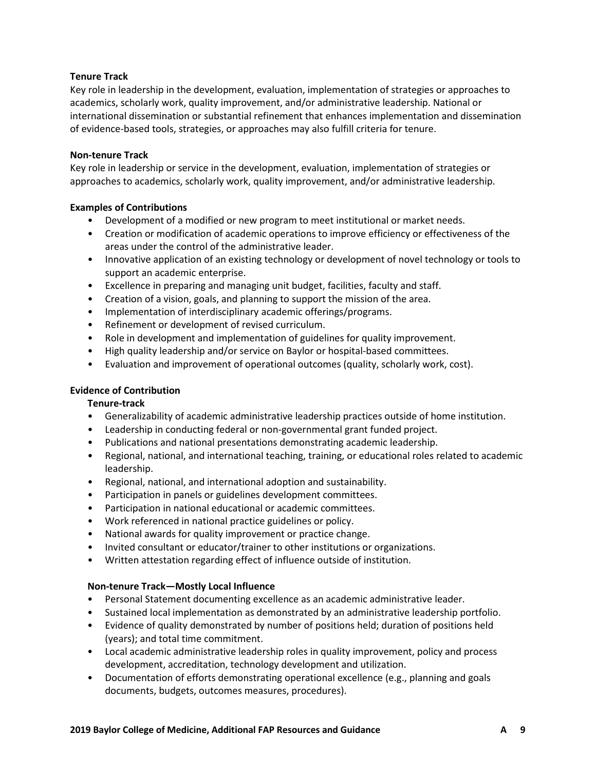**Tenure Track**

Key role in leadership in the development, evaluation, implementation of strategies or approaches to academics, scholarly work, quality improvement, and/or administrative leadership. National or international dissemination or substantial refinement that enhances implementation and dissemination of evidence-based tools, strategies, or approaches may also fulfill criteria for tenure.

**Non-tenure Track**

Key role in leadership or service in the development, evaluation, implementation of strategies or approaches to academics, scholarly work, quality improvement, and/or administrative leadership.

**Examples of Contributions**

- Development of a modified or new program to meet institutional or market needs.
- Creation or modification of academic operations to improve efficiency or effectiveness of the areas under the control of the administrative leader.
- Innovative application of an existing technology or development of novel technology or tools to support an academic enterprise.
- Excellence in preparing and managing unit budget, facilities, faculty and staff.
- Creation of a vision, goals, and planning to support the mission of the area.
- Implementation of interdisciplinary academic offerings/programs.
- Refinement or development of revised curriculum.
- Role in development and implementation of guidelines for quality improvement.
- High quality leadership and/or service on Baylor or hospital-based committees.
- Evaluation and improvement of operational outcomes (quality, scholarly work, cost).

**Evidence of Contribution**

**Tenure-track**

- Generalizability of academic administrative leadership practices outside of home institution.
- Leadership in conducting federal or non-governmental grant funded project.
- Publications and national presentations demonstrating academic leadership.
- Regional, national, and international teaching, training, or educational roles related to academic leadership.
- Regional, national, and international adoption and sustainability.
- Participation in panels or guidelines development committees.
- Participation in national educational or academic committees.
- Work referenced in national practice guidelines or policy.
- National awards for quality improvement or practice change.
- Invited consultant or educator/trainer to other institutions or organizations.
- Written attestation regarding effect of influence outside of institution.

**Non-tenure Track—Mostly Local Influence**

- Personal Statement documenting excellence as an academic administrative leader.
- Sustained local implementation as demonstrated by an administrative leadership portfolio.
- Evidence of quality demonstrated by number of positions held; duration of positions held (years); and total time commitment.
- Local academic administrative leadership roles in quality improvement, policy and process development, accreditation, technology development and utilization.
- Documentation of efforts demonstrating operational excellence (e.g., planning and goals documents, budgets, outcomes measures, procedures).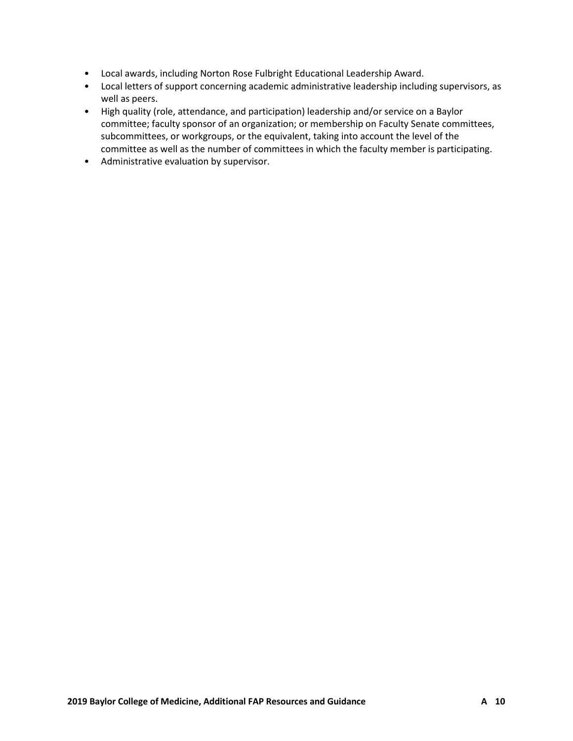- Local awards, including Norton Rose Fulbright Educational Leadership Award.
- Local letters of support concerning academic administrative leadership including supervisors, as well as peers.
- High quality (role, attendance, and participation) leadership and/or service on a Baylor committee; faculty sponsor of an organization; or membership on Faculty Senate committees, subcommittees, or workgroups, or the equivalent, taking into account the level of the committee as well as the number of committees in which the faculty member is participating.
- Administrative evaluation by supervisor.